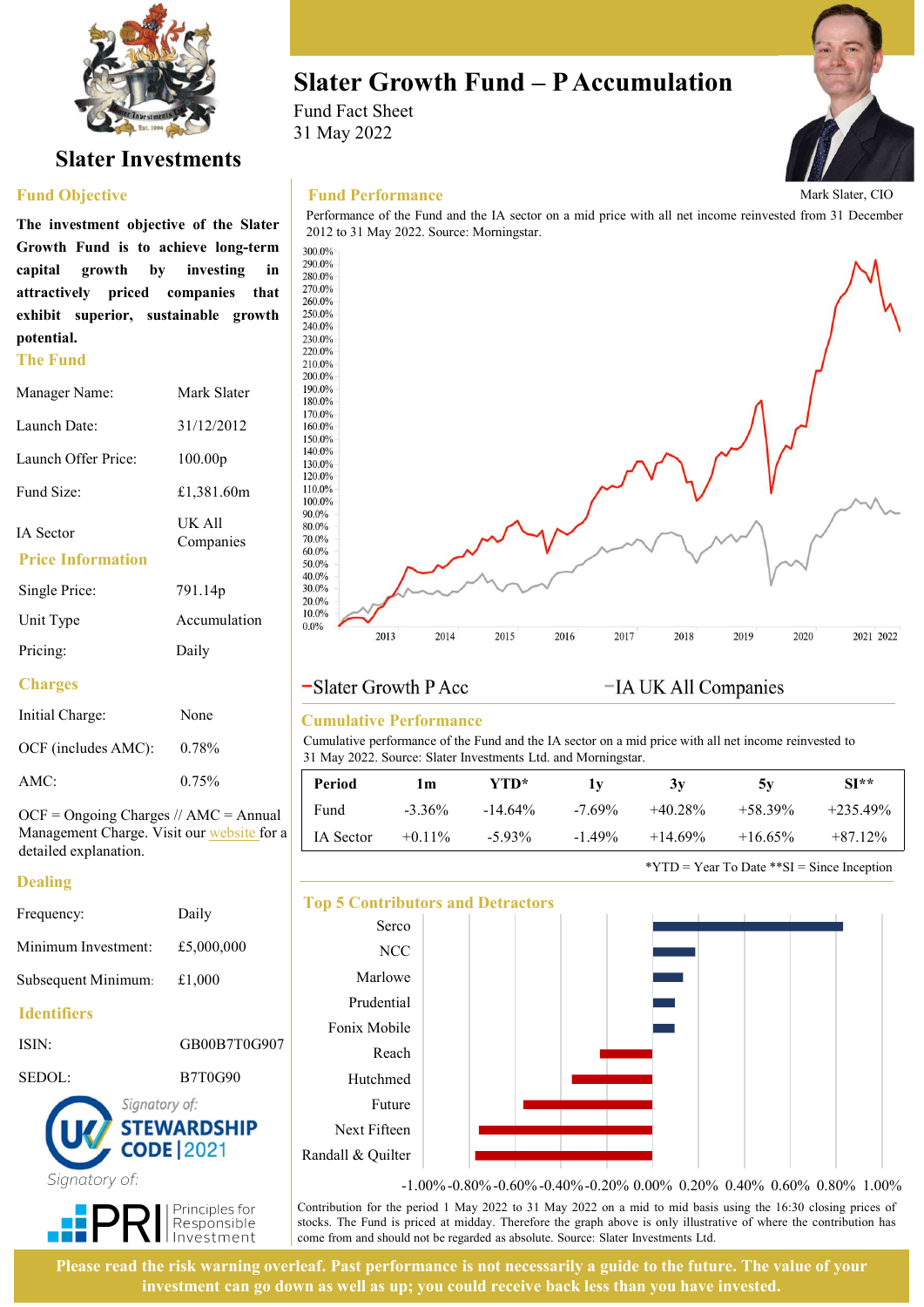# Slater Investments

# Slater Growth Fund – P Accumulation

Fund Fact Sheet
31 May 2022

Mark Slater, CIO

## Fund Objective

**The investment objective of the Slater Growth Fund is to achieve long-term capital growth by investing in attractively priced companies that exhibit superior, sustainable growth potential.**

## The Fund

| | |
|---|---|
| Manager Name: | Mark Slater |
| Launch Date: | 31/12/2012 |
| Launch Offer Price: | 100.00p |
| Fund Size: | £1,381.60m |
| IA Sector | UK All Companies |

## Price Information

| | |
|---|---|
| Single Price: | 791.14p |
| Unit Type | Accumulation |
| Pricing: | Daily |

## Charges

| | |
|---|---|
| Initial Charge: | None |
| OCF (includes AMC): | 0.78% |
| AMC: | 0.75% |

OCF = Ongoing Charges // AMC = Annual Management Charge. Visit our website for a detailed explanation.

## Dealing

| | |
|---|---|
| Frequency: | Daily |
| Minimum Investment: | £5,000,000 |
| Subsequent Minimum: | £1,000 |

## Identifiers

| | |
|---|---|
| ISIN: | GB00B7T0G907 |
| SEDOL: | B7T0G90 |

Signatory of: UK STEWARDSHIP CODE | 2021

Signatory of: PRI Principles for Responsible Investment

## Fund Performance

Performance of the Fund and the IA sector on a mid price with all net income reinvested from 31 December 2012 to 31 May 2022. Source: Morningstar.

–Slater Growth P Acc –IA UK All Companies

## Cumulative Performance

Cumulative performance of the Fund and the IA sector on a mid price with all net income reinvested to 31 May 2022. Source: Slater Investments Ltd. and Morningstar.

| Period | 1m | YTD* | 1y | 3y | 5y | SI** |
|---|---|---|---|---|---|---|
| Fund | -3.36% | -14.64% | -7.69% | +40.28% | +58.39% | +235.49% |
| IA Sector | +0.11% | -5.93% | -1.49% | +14.69% | +16.65% | +87.12% |

*YTD = Year To Date **SI = Since Inception

## Top 5 Contributors and Detractors

Contribution for the period 1 May 2022 to 31 May 2022 on a mid to mid basis using the 16:30 closing prices of stocks. The Fund is priced at midday. Therefore the graph above is only illustrative of where the contribution has come from and should not be regarded as absolute. Source: Slater Investments Ltd.

**Please read the risk warning overleaf. Past performance is not necessarily a guide to the future. The value of your investment can go down as well as up; you could receive back less than you have invested.**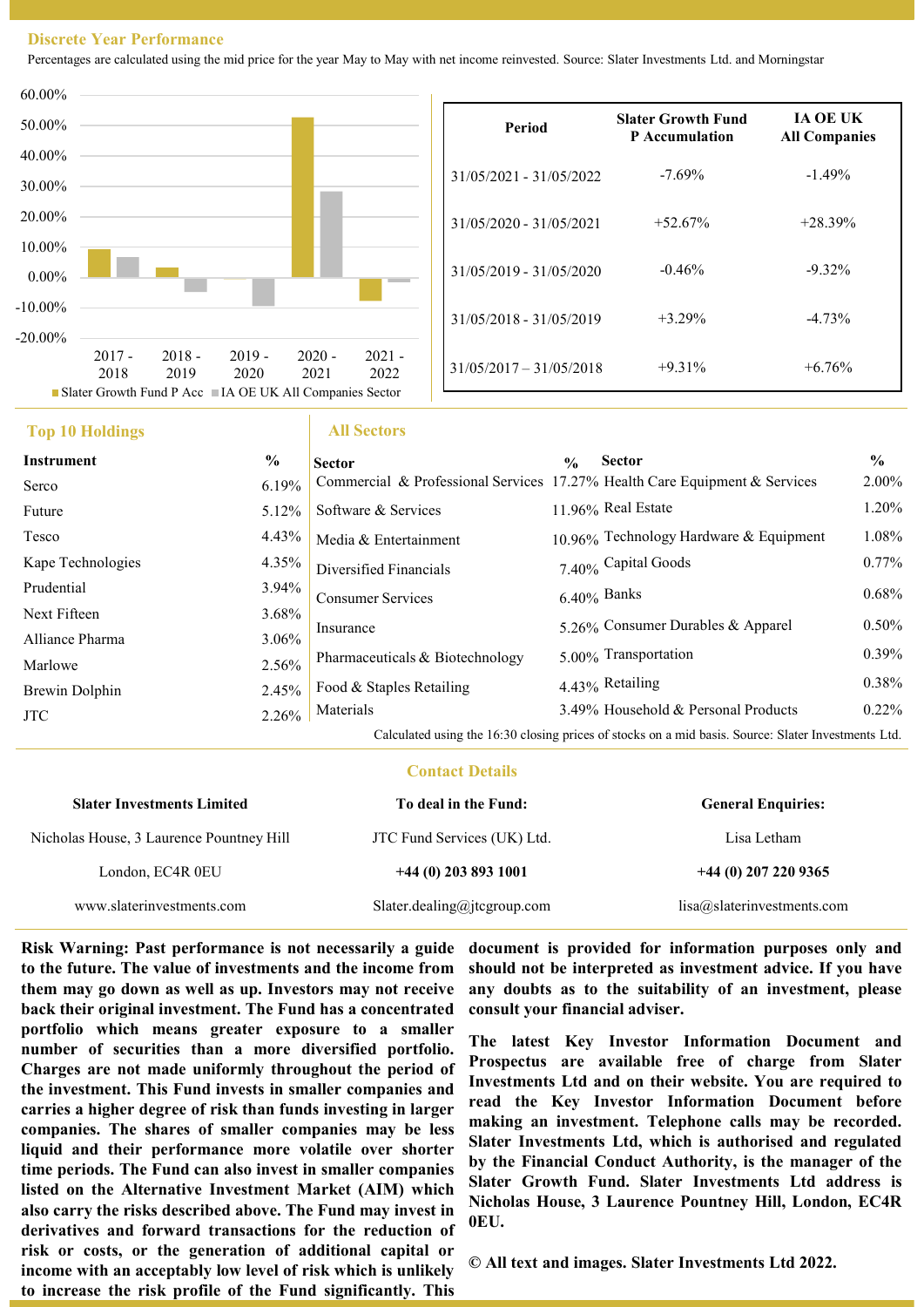## Discrete Year Performance

Percentages are calculated using the mid price for the year May to May with net income reinvested. Source: Slater Investments Ltd. and Morningstar

60.00%
50.00%
40.00%
30.00%
20.00%
10.00%
0.00%
-10.00%
-20.00%

2017 - 2018
2018 - 2019
2019 - 2020
2020 - 2021
2021 - 2022

Slater Growth Fund P Acc
IA OE UK All Companies Sector

| Period | Slater Growth Fund P Accumulation | IA OE UK All Companies |
|---|---|---|
| 31/05/2021 - 31/05/2022 | -7.69% | -1.49% |
| 31/05/2020 - 31/05/2021 | +52.67% | +28.39% |
| 31/05/2019 - 31/05/2020 | -0.46% | -9.32% |
| 31/05/2018 - 31/05/2019 | +3.29% | -4.73% |
| 31/05/2017 – 31/05/2018 | +9.31% | +6.76% |

## Top 10 Holdings

| Instrument | % |
|---|---|
| Serco | 6.19% |
| Future | 5.12% |
| Tesco | 4.43% |
| Kape Technologies | 4.35% |
| Prudential | 3.94% |
| Next Fifteen | 3.68% |
| Alliance Pharma | 3.06% |
| Marlowe | 2.56% |
| Brewin Dolphin | 2.45% |
| JTC | 2.26% |

## All Sectors

| Sector | % | Sector | % |
|---|---|---|---|
| Commercial & Professional Services | 17.27% | Health Care Equipment & Services | 2.00% |
| Software & Services | 11.96% | Real Estate | 1.20% |
| Media & Entertainment | 10.96% | Technology Hardware & Equipment | 1.08% |
| Diversified Financials | 7.40% | Capital Goods | 0.77% |
| Consumer Services | 6.40% | Banks | 0.68% |
| Insurance | 5.26% | Consumer Durables & Apparel | 0.50% |
| Pharmaceuticals & Biotechnology | 5.00% | Transportation | 0.39% |
| Food & Staples Retailing | 4.43% | Retailing | 0.38% |
| Materials | 3.49% | Household & Personal Products | 0.22% |

Calculated using the 16:30 closing prices of stocks on a mid basis. Source: Slater Investments Ltd.

## Contact Details

| Slater Investments Limited | To deal in the Fund: | General Enquiries: |
|---|---|---|
| Nicholas House, 3 Laurence Pountney Hill | JTC Fund Services (UK) Ltd. | Lisa Letham |
| London, EC4R 0EU | **+44 (0) 203 893 1001** | **+44 (0) 207 220 9365** |
| www.slaterinvestments.com | Slater.dealing@jtcgroup.com | lisa@slaterinvestments.com |

**Risk Warning: Past performance is not necessarily a guide to the future. The value of investments and the income from them may go down as well as up. Investors may not receive back their original investment. The Fund has a concentrated portfolio which means greater exposure to a smaller number of securities than a more diversified portfolio. Charges are not made uniformly throughout the period of the investment. This Fund invests in smaller companies and carries a higher degree of risk than funds investing in larger companies. The shares of smaller companies may be less liquid and their performance more volatile over shorter time periods. The Fund can also invest in smaller companies listed on the Alternative Investment Market (AIM) which also carry the risks described above. The Fund may invest in derivatives and forward transactions for the reduction of risk or costs, or the generation of additional capital or income with an acceptably low level of risk which is unlikely to increase the risk profile of the Fund significantly. This document is provided for information purposes only and should not be interpreted as investment advice. If you have any doubts as to the suitability of an investment, please consult your financial adviser.**

**The latest Key Investor Information Document and Prospectus are available free of charge from Slater Investments Ltd and on their website. You are required to read the Key Investor Information Document before making an investment. Telephone calls may be recorded. Slater Investments Ltd, which is authorised and regulated by the Financial Conduct Authority, is the manager of the Slater Growth Fund. Slater Investments Ltd address is Nicholas House, 3 Laurence Pountney Hill, London, EC4R 0EU.**

**© All text and images. Slater Investments Ltd 2022.**